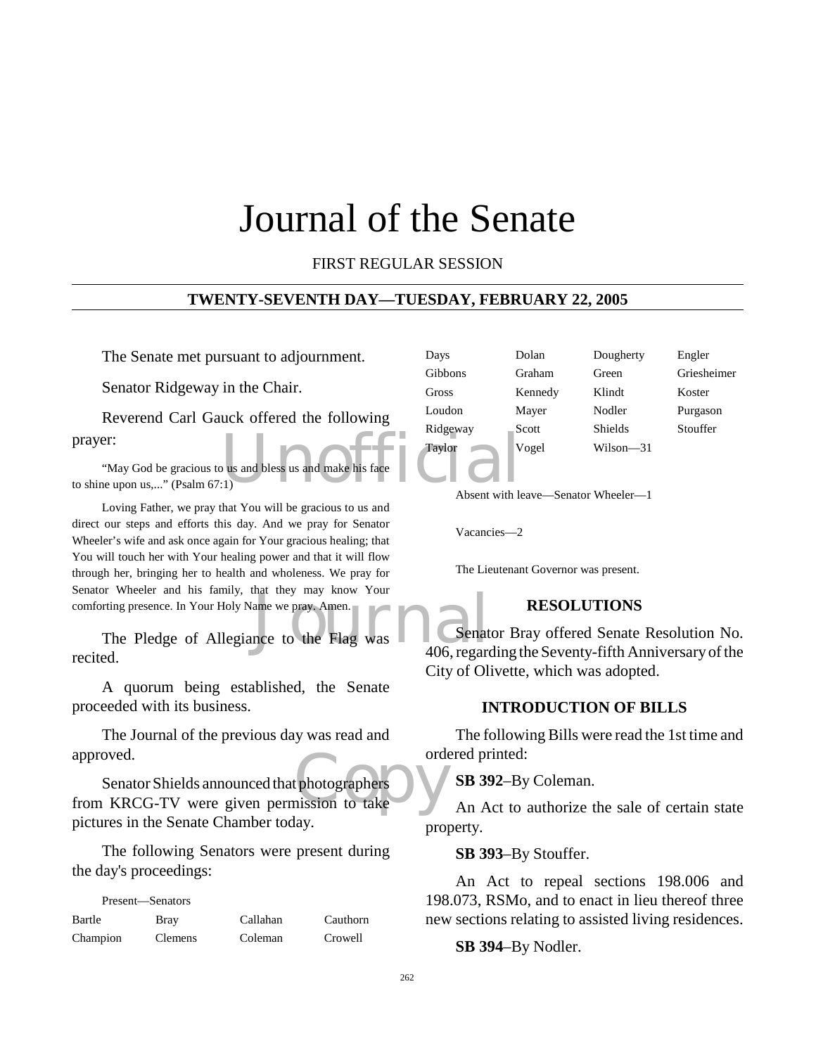# Journal of the Senate

FIRST REGULAR SESSION

## TWENTY-SEVENTH DAY—TUESDAY, FEBRUARY 22, 2005

The Senate met pursuant to adjournment.

Senator Ridgeway in the Chair.

Reverend Carl Gauck offered the following prayer:

"May God be gracious to us and bless us and make his face to shine upon us,..." (Psalm 67:1)

Loving Father, we pray that You will be gracious to us and direct our steps and efforts this day. And we pray for Senator Wheeler's wife and ask once again for Your gracious healing; that You will touch her with Your healing power and that it will flow through her, bringing her to health and wholeness. We pray for Senator Wheeler and his family, that they may know Your comforting presence. In Your Holy Name we pray. Amen.

The Pledge of Allegiance to the Flag was recited.

A quorum being established, the Senate proceeded with its business.

The Journal of the previous day was read and approved.

Senator Shields announced that photographers from KRCG-TV were given permission to take pictures in the Senate Chamber today.

The following Senators were present during the day's proceedings:

Present—Senators

| | | | |
|---|---|---|---|
| Bartle | Bray | Callahan | Cauthorn |
| Champion | Clemens | Coleman | Crowell |
| Days | Dolan | Dougherty | Engler |
| Gibbons | Graham | Green | Griesheimer |
| Gross | Kennedy | Klindt | Koster |
| Loudon | Mayer | Nodler | Purgason |
| Ridgeway | Scott | Shields | Stouffer |
| Taylor | Vogel | Wilson—31 | |

Absent with leave—Senator Wheeler—1

Vacancies—2

The Lieutenant Governor was present.

## RESOLUTIONS

Senator Bray offered Senate Resolution No. 406, regarding the Seventy-fifth Anniversary of the City of Olivette, which was adopted.

## INTRODUCTION OF BILLS

The following Bills were read the 1st time and ordered printed:

**SB 392**–By Coleman.

An Act to authorize the sale of certain state property.

**SB 393**–By Stouffer.

An Act to repeal sections 198.006 and 198.073, RSMo, and to enact in lieu thereof three new sections relating to assisted living residences.

**SB 394**–By Nodler.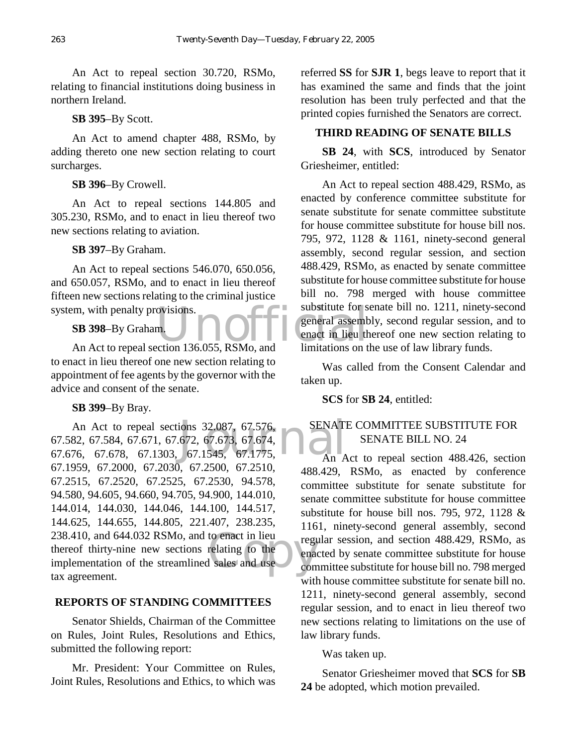An Act to repeal section 30.720, RSMo, relating to financial institutions doing business in northern Ireland.

**SB 395**–By Scott.

An Act to amend chapter 488, RSMo, by adding thereto one new section relating to court surcharges.

**SB 396**–By Crowell.

An Act to repeal sections 144.805 and 305.230, RSMo, and to enact in lieu thereof two new sections relating to aviation.

**SB 397**–By Graham.

An Act to repeal sections 546.070, 650.056, and 650.057, RSMo, and to enact in lieu thereof fifteen new sections relating to the criminal justice system, with penalty provisions.

**SB 398**–By Graham.

An Act to repeal section 136.055, RSMo, and to enact in lieu thereof one new section relating to appointment of fee agents by the governor with the advice and consent of the senate.

**SB 399**–By Bray.

An Act to repeal sections 32.087, 67.576, 67.582, 67.584, 67.671, 67.672, 67.673, 67.674, 67.676, 67.678, 67.1303, 67.1545, 67.1775, 67.1959, 67.2000, 67.2030, 67.2500, 67.2510, 67.2515, 67.2520, 67.2525, 67.2530, 94.578, 94.580, 94.605, 94.660, 94.705, 94.900, 144.010, 144.014, 144.030, 144.046, 144.100, 144.517, 144.625, 144.655, 144.805, 221.407, 238.235, 238.410, and 644.032 RSMo, and to enact in lieu thereof thirty-nine new sections relating to the implementation of the streamlined sales and use tax agreement.

## REPORTS OF STANDING COMMITTEES

Senator Shields, Chairman of the Committee on Rules, Joint Rules, Resolutions and Ethics, submitted the following report:

Mr. President: Your Committee on Rules, Joint Rules, Resolutions and Ethics, to which was referred **SS** for **SJR 1**, begs leave to report that it has examined the same and finds that the joint resolution has been truly perfected and that the printed copies furnished the Senators are correct.

## THIRD READING OF SENATE BILLS

**SB 24**, with **SCS**, introduced by Senator Griesheimer, entitled:

An Act to repeal section 488.429, RSMo, as enacted by conference committee substitute for senate substitute for senate committee substitute for house committee substitute for house bill nos. 795, 972, 1128 & 1161, ninety-second general assembly, second regular session, and section 488.429, RSMo, as enacted by senate committee substitute for house committee substitute for house bill no. 798 merged with house committee substitute for senate bill no. 1211, ninety-second general assembly, second regular session, and to enact in lieu thereof one new section relating to limitations on the use of law library funds.

Was called from the Consent Calendar and taken up.

**SCS** for **SB 24**, entitled:

SENATE COMMITTEE SUBSTITUTE FOR SENATE BILL NO. 24

An Act to repeal section 488.426, section 488.429, RSMo, as enacted by conference committee substitute for senate substitute for senate committee substitute for house committee substitute for house bill nos. 795, 972, 1128 & 1161, ninety-second general assembly, second regular session, and section 488.429, RSMo, as enacted by senate committee substitute for house committee substitute for house bill no. 798 merged with house committee substitute for senate bill no. 1211, ninety-second general assembly, second regular session, and to enact in lieu thereof two new sections relating to limitations on the use of law library funds.

Was taken up.

Senator Griesheimer moved that **SCS** for **SB 24** be adopted, which motion prevailed.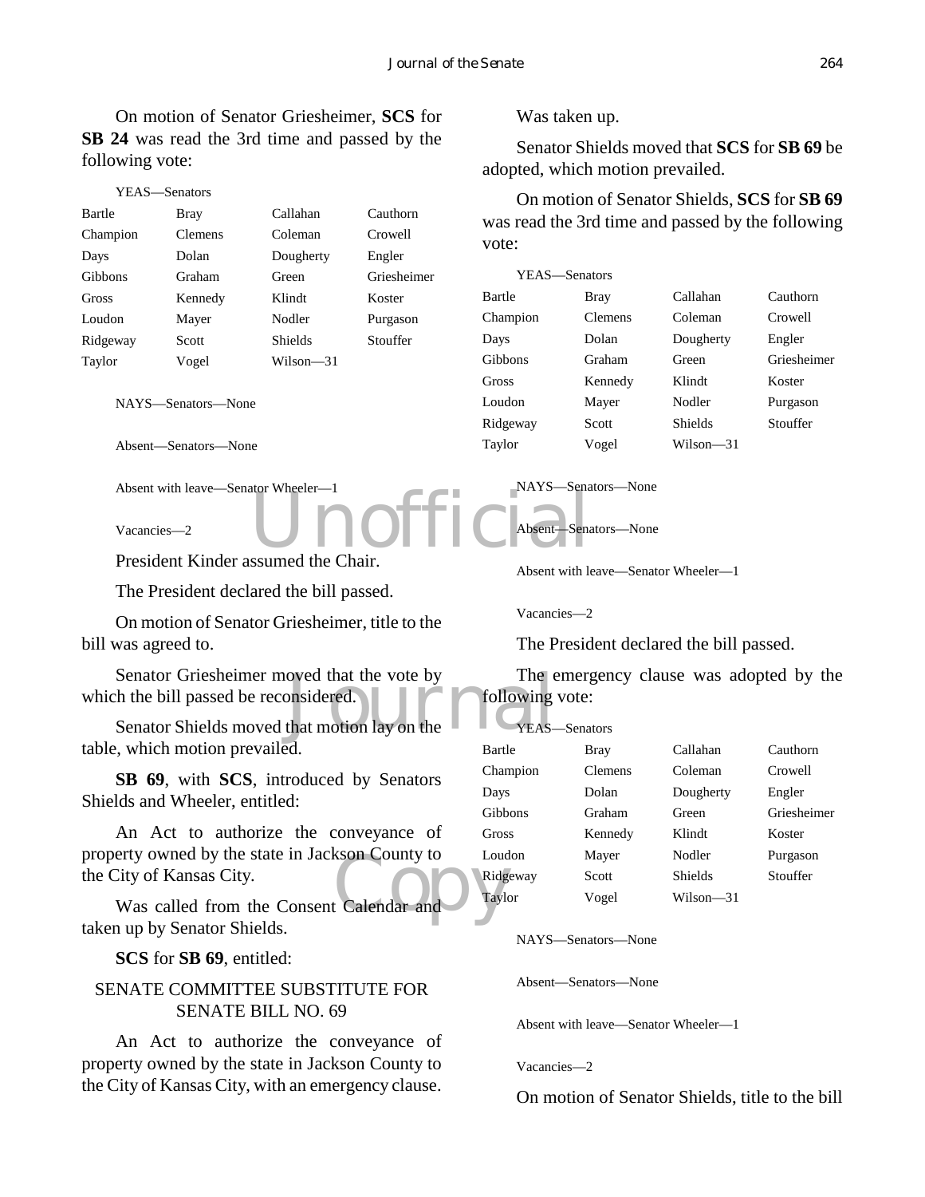On motion of Senator Griesheimer, **SCS** for **SB 24** was read the 3rd time and passed by the following vote:

YEAS—Senators

| | | | |
|---|---|---|---|
| Bartle | Bray | Callahan | Cauthorn |
| Champion | Clemens | Coleman | Crowell |
| Days | Dolan | Dougherty | Engler |
| Gibbons | Graham | Green | Griesheimer |
| Gross | Kennedy | Klindt | Koster |
| Loudon | Mayer | Nodler | Purgason |
| Ridgeway | Scott | Shields | Stouffer |
| Taylor | Vogel | Wilson—31 | |

NAYS—Senators—None

Absent—Senators—None

Absent with leave—Senator Wheeler—1

Vacancies—2

President Kinder assumed the Chair.

The President declared the bill passed.

On motion of Senator Griesheimer, title to the bill was agreed to.

Senator Griesheimer moved that the vote by which the bill passed be reconsidered.

Senator Shields moved that motion lay on the table, which motion prevailed.

**SB 69**, with **SCS**, introduced by Senators Shields and Wheeler, entitled:

An Act to authorize the conveyance of property owned by the state in Jackson County to the City of Kansas City.

Was called from the Consent Calendar and taken up by Senator Shields.

**SCS** for **SB 69**, entitled:

SENATE COMMITTEE SUBSTITUTE FOR SENATE BILL NO. 69

An Act to authorize the conveyance of property owned by the state in Jackson County to the City of Kansas City, with an emergency clause.

Was taken up.

Senator Shields moved that **SCS** for **SB 69** be adopted, which motion prevailed.

On motion of Senator Shields, **SCS** for **SB 69** was read the 3rd time and passed by the following vote:

YEAS—Senators

| | | | |
|---|---|---|---|
| Bartle | Bray | Callahan | Cauthorn |
| Champion | Clemens | Coleman | Crowell |
| Days | Dolan | Dougherty | Engler |
| Gibbons | Graham | Green | Griesheimer |
| Gross | Kennedy | Klindt | Koster |
| Loudon | Mayer | Nodler | Purgason |
| Ridgeway | Scott | Shields | Stouffer |
| Taylor | Vogel | Wilson—31 | |

NAYS—Senators—None

Absent—Senators—None

Absent with leave—Senator Wheeler—1

Vacancies—2

The President declared the bill passed.

The emergency clause was adopted by the following vote:

YEAS—Senators

| | | | |
|---|---|---|---|
| Bartle | Bray | Callahan | Cauthorn |
| Champion | Clemens | Coleman | Crowell |
| Days | Dolan | Dougherty | Engler |
| Gibbons | Graham | Green | Griesheimer |
| Gross | Kennedy | Klindt | Koster |
| Loudon | Mayer | Nodler | Purgason |
| Ridgeway | Scott | Shields | Stouffer |
| Taylor | Vogel | Wilson—31 | |

NAYS—Senators—None

Absent—Senators—None

Absent with leave—Senator Wheeler—1

Vacancies—2

On motion of Senator Shields, title to the bill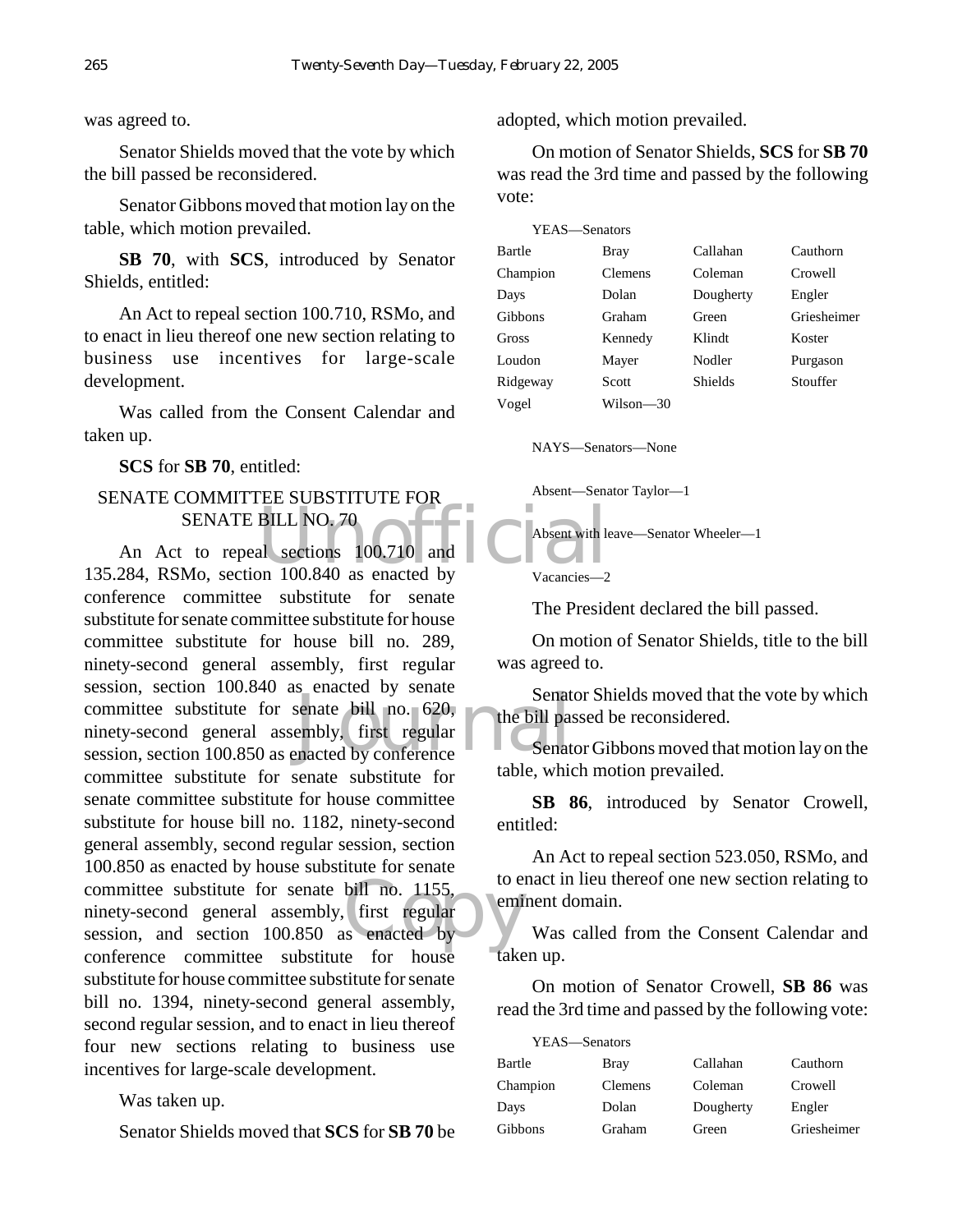was agreed to.

Senator Shields moved that the vote by which the bill passed be reconsidered.

Senator Gibbons moved that motion lay on the table, which motion prevailed.

**SB 70**, with **SCS**, introduced by Senator Shields, entitled:

An Act to repeal section 100.710, RSMo, and to enact in lieu thereof one new section relating to business use incentives for large-scale development.

Was called from the Consent Calendar and taken up.

**SCS** for **SB 70**, entitled:

SENATE COMMITTEE SUBSTITUTE FOR SENATE BILL NO. 70

An Act to repeal sections 100.710 and 135.284, RSMo, section 100.840 as enacted by conference committee substitute for senate substitute for senate committee substitute for house committee substitute for house bill no. 289, ninety-second general assembly, first regular session, section 100.840 as enacted by senate committee substitute for senate bill no. 620, ninety-second general assembly, first regular session, section 100.850 as enacted by conference committee substitute for senate substitute for senate committee substitute for house committee substitute for house bill no. 1182, ninety-second general assembly, second regular session, section 100.850 as enacted by house substitute for senate committee substitute for senate bill no. 1155, ninety-second general assembly, first regular session, and section 100.850 as enacted by conference committee substitute for house substitute for house committee substitute for senate bill no. 1394, ninety-second general assembly, second regular session, and to enact in lieu thereof four new sections relating to business use incentives for large-scale development.

Was taken up.

Senator Shields moved that **SCS** for **SB 70** be adopted, which motion prevailed.

On motion of Senator Shields, **SCS** for **SB 70** was read the 3rd time and passed by the following vote:

YEAS—Senators

| | | | |
|---|---|---|---|
| Bartle | Bray | Callahan | Cauthorn |
| Champion | Clemens | Coleman | Crowell |
| Days | Dolan | Dougherty | Engler |
| Gibbons | Graham | Green | Griesheimer |
| Gross | Kennedy | Klindt | Koster |
| Loudon | Mayer | Nodler | Purgason |
| Ridgeway | Scott | Shields | Stouffer |
| Vogel | Wilson—30 | | |

NAYS—Senators—None

Absent—Senator Taylor—1

Absent with leave—Senator Wheeler—1

Vacancies—2

The President declared the bill passed.

On motion of Senator Shields, title to the bill was agreed to.

Senator Shields moved that the vote by which the bill passed be reconsidered.

Senator Gibbons moved that motion lay on the table, which motion prevailed.

**SB 86**, introduced by Senator Crowell, entitled:

An Act to repeal section 523.050, RSMo, and to enact in lieu thereof one new section relating to eminent domain.

Was called from the Consent Calendar and taken up.

On motion of Senator Crowell, **SB 86** was read the 3rd time and passed by the following vote:

YEAS—Senators

| | | | |
|---|---|---|---|
| Bartle | Bray | Callahan | Cauthorn |
| Champion | Clemens | Coleman | Crowell |
| Days | Dolan | Dougherty | Engler |
| Gibbons | Graham | Green | Griesheimer |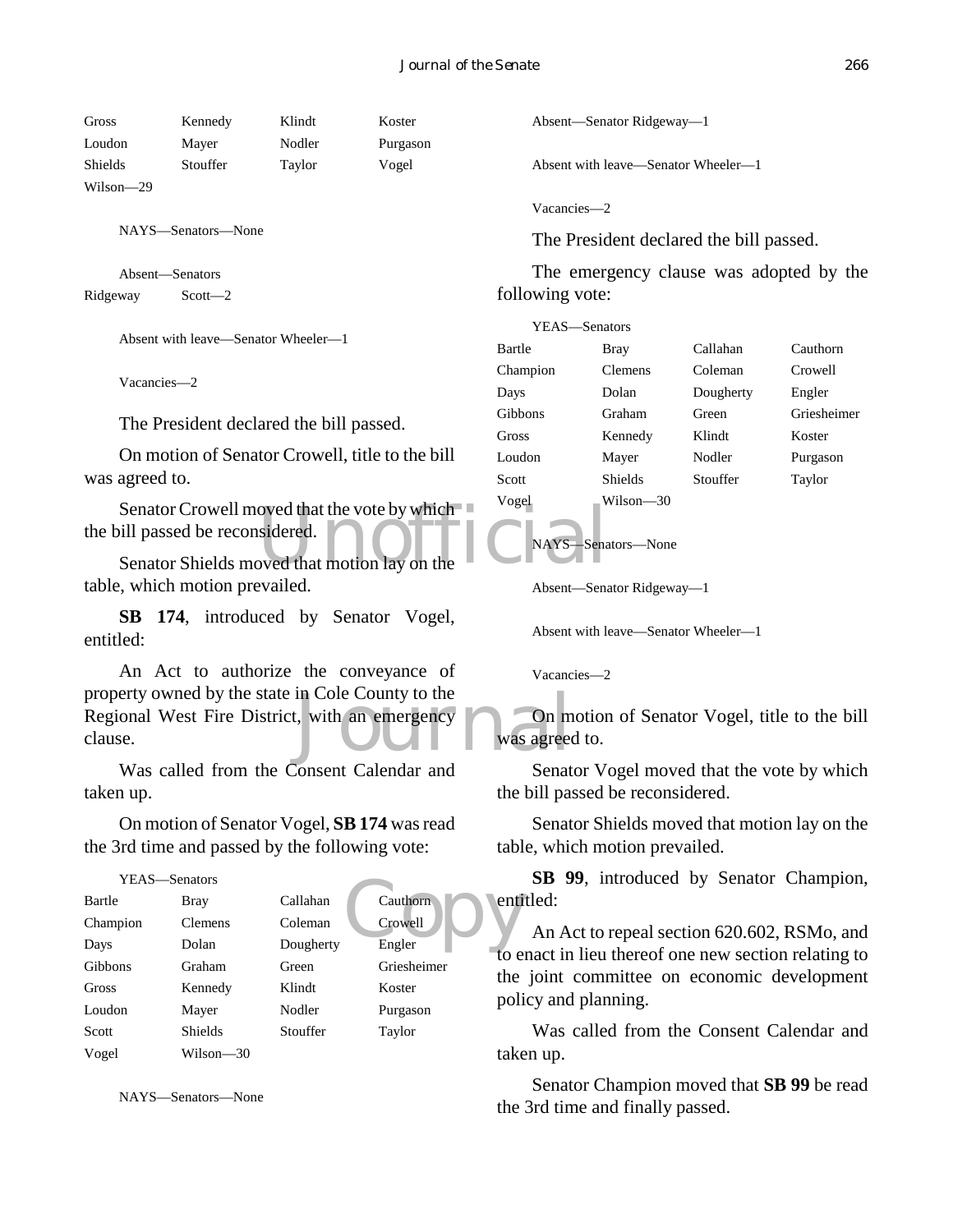| | | | |
|---|---|---|---|
| Gross | Kennedy | Klindt | Koster |
| Loudon | Mayer | Nodler | Purgason |
| Shields | Stouffer | Taylor | Vogel |
| Wilson—29 | | | |

NAYS—Senators—None

Absent—Senators

Ridgeway Scott—2

Absent with leave—Senator Wheeler—1

Vacancies—2

The President declared the bill passed.

On motion of Senator Crowell, title to the bill was agreed to.

Senator Crowell moved that the vote by which the bill passed be reconsidered.

Senator Shields moved that motion lay on the table, which motion prevailed.

**SB 174**, introduced by Senator Vogel, entitled:

An Act to authorize the conveyance of property owned by the state in Cole County to the Regional West Fire District, with an emergency clause.

Was called from the Consent Calendar and taken up.

On motion of Senator Vogel, **SB 174** was read the 3rd time and passed by the following vote:

YEAS—Senators

| | | | |
|---|---|---|---|
| Bartle | Bray | Callahan | Cauthorn |
| Champion | Clemens | Coleman | Crowell |
| Days | Dolan | Dougherty | Engler |
| Gibbons | Graham | Green | Griesheimer |
| Gross | Kennedy | Klindt | Koster |
| Loudon | Mayer | Nodler | Purgason |
| Scott | Shields | Stouffer | Taylor |
| Vogel | Wilson—30 | | |

NAYS—Senators—None

Absent—Senator Ridgeway—1

Absent with leave—Senator Wheeler—1

Vacancies—2

The President declared the bill passed.

The emergency clause was adopted by the following vote:

YEAS—Senators

| | | | |
|---|---|---|---|
| Bartle | Bray | Callahan | Cauthorn |
| Champion | Clemens | Coleman | Crowell |
| Days | Dolan | Dougherty | Engler |
| Gibbons | Graham | Green | Griesheimer |
| Gross | Kennedy | Klindt | Koster |
| Loudon | Mayer | Nodler | Purgason |
| Scott | Shields | Stouffer | Taylor |
| Vogel | Wilson—30 | | |

NAYS—Senators—None

Absent—Senator Ridgeway—1

Absent with leave—Senator Wheeler—1

Vacancies—2

On motion of Senator Vogel, title to the bill was agreed to.

Senator Vogel moved that the vote by which the bill passed be reconsidered.

Senator Shields moved that motion lay on the table, which motion prevailed.

**SB 99**, introduced by Senator Champion, entitled:

An Act to repeal section 620.602, RSMo, and to enact in lieu thereof one new section relating to the joint committee on economic development policy and planning.

Was called from the Consent Calendar and taken up.

Senator Champion moved that **SB 99** be read the 3rd time and finally passed.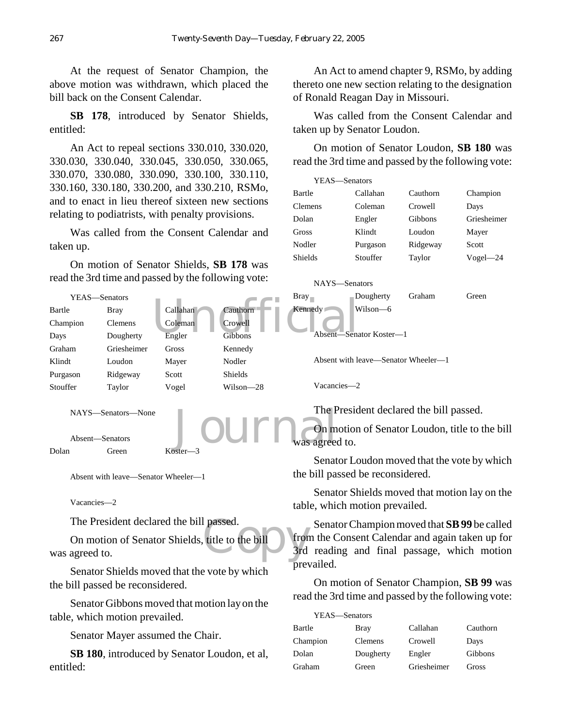At the request of Senator Champion, the above motion was withdrawn, which placed the bill back on the Consent Calendar.

**SB 178**, introduced by Senator Shields, entitled:

An Act to repeal sections 330.010, 330.020, 330.030, 330.040, 330.045, 330.050, 330.065, 330.070, 330.080, 330.090, 330.100, 330.110, 330.160, 330.180, 330.200, and 330.210, RSMo, and to enact in lieu thereof sixteen new sections relating to podiatrists, with penalty provisions.

Was called from the Consent Calendar and taken up.

On motion of Senator Shields, **SB 178** was read the 3rd time and passed by the following vote:

YEAS—Senators

| | | | |
|---|---|---|---|
| Bartle | Bray | Callahan | Cauthorn |
| Champion | Clemens | Coleman | Crowell |
| Days | Dougherty | Engler | Gibbons |
| Graham | Griesheimer | Gross | Kennedy |
| Klindt | Loudon | Mayer | Nodler |
| Purgason | Ridgeway | Scott | Shields |
| Stouffer | Taylor | Vogel | Wilson—28 |

NAYS—Senators—None

Absent—Senators

| | | |
|---|---|---|
| Dolan | Green | Koster—3 |

Absent with leave—Senator Wheeler—1

Vacancies—2

The President declared the bill passed.

On motion of Senator Shields, title to the bill was agreed to.

Senator Shields moved that the vote by which the bill passed be reconsidered.

Senator Gibbons moved that motion lay on the table, which motion prevailed.

Senator Mayer assumed the Chair.

**SB 180**, introduced by Senator Loudon, et al, entitled:

An Act to amend chapter 9, RSMo, by adding thereto one new section relating to the designation of Ronald Reagan Day in Missouri.

Was called from the Consent Calendar and taken up by Senator Loudon.

On motion of Senator Loudon, **SB 180** was read the 3rd time and passed by the following vote:

YEAS—Senators

| | | | |
|---|---|---|---|
| Bartle | Callahan | Cauthorn | Champion |
| Clemens | Coleman | Crowell | Days |
| Dolan | Engler | Gibbons | Griesheimer |
| Gross | Klindt | Loudon | Mayer |
| Nodler | Purgason | Ridgeway | Scott |
| Shields | Stouffer | Taylor | Vogel—24 |

NAYS—Senators

| | | | |
|---|---|---|---|
| Bray | Dougherty | Graham | Green |
| Kennedy | Wilson—6 | | |

Absent—Senator Koster—1

Absent with leave—Senator Wheeler—1

Vacancies—2

The President declared the bill passed.

On motion of Senator Loudon, title to the bill was agreed to.

Senator Loudon moved that the vote by which the bill passed be reconsidered.

Senator Shields moved that motion lay on the table, which motion prevailed.

Senator Champion moved that **SB 99** be called from the Consent Calendar and again taken up for 3rd reading and final passage, which motion prevailed.

On motion of Senator Champion, **SB 99** was read the 3rd time and passed by the following vote:

YEAS—Senators

| | | | |
|---|---|---|---|
| Bartle | Bray | Callahan | Cauthorn |
| Champion | Clemens | Crowell | Days |
| Dolan | Dougherty | Engler | Gibbons |
| Graham | Green | Griesheimer | Gross |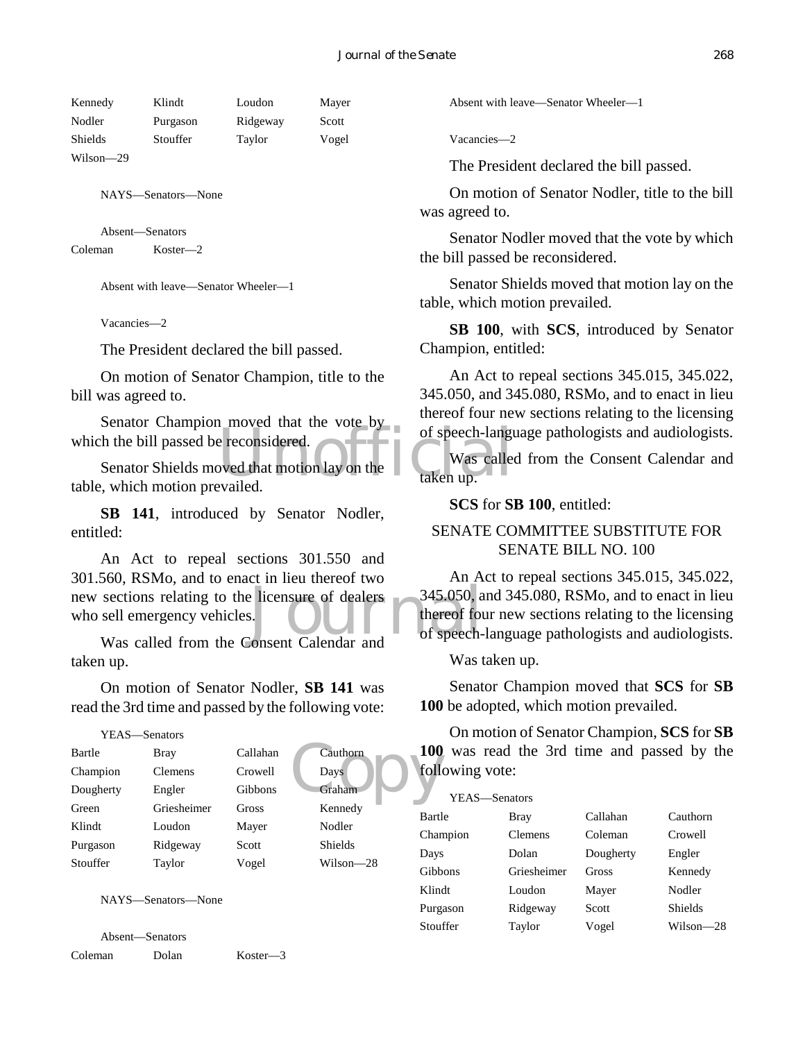| Kennedy | Klindt | Loudon | Mayer |
|---|---|---|---|
| Nodler | Purgason | Ridgeway | Scott |
| Shields | Stouffer | Taylor | Vogel |
| Wilson—29 | | | |

NAYS—Senators—None

Absent—Senators

Coleman Koster—2

Absent with leave—Senator Wheeler—1

Vacancies—2

The President declared the bill passed.

On motion of Senator Champion, title to the bill was agreed to.

Senator Champion moved that the vote by which the bill passed be reconsidered.

Senator Shields moved that motion lay on the table, which motion prevailed.

**SB 141**, introduced by Senator Nodler, entitled:

An Act to repeal sections 301.550 and 301.560, RSMo, and to enact in lieu thereof two new sections relating to the licensure of dealers who sell emergency vehicles.

Was called from the Consent Calendar and taken up.

On motion of Senator Nodler, **SB 141** was read the 3rd time and passed by the following vote:

YEAS—Senators

| Bartle | Bray | Callahan | Cauthorn |
|---|---|---|---|
| Champion | Clemens | Crowell | Days |
| Dougherty | Engler | Gibbons | Graham |
| Green | Griesheimer | Gross | Kennedy |
| Klindt | Loudon | Mayer | Nodler |
| Purgason | Ridgeway | Scott | Shields |
| Stouffer | Taylor | Vogel | Wilson—28 |

NAYS—Senators—None

Absent—Senators

Coleman Dolan Koster—3

Absent with leave—Senator Wheeler—1

Vacancies—2

The President declared the bill passed.

On motion of Senator Nodler, title to the bill was agreed to.

Senator Nodler moved that the vote by which the bill passed be reconsidered.

Senator Shields moved that motion lay on the table, which motion prevailed.

**SB 100**, with **SCS**, introduced by Senator Champion, entitled:

An Act to repeal sections 345.015, 345.022, 345.050, and 345.080, RSMo, and to enact in lieu thereof four new sections relating to the licensing of speech-language pathologists and audiologists.

Was called from the Consent Calendar and taken up.

**SCS** for **SB 100**, entitled:

SENATE COMMITTEE SUBSTITUTE FOR SENATE BILL NO. 100

An Act to repeal sections 345.015, 345.022, 345.050, and 345.080, RSMo, and to enact in lieu thereof four new sections relating to the licensing of speech-language pathologists and audiologists.

Was taken up.

Senator Champion moved that **SCS** for **SB 100** be adopted, which motion prevailed.

On motion of Senator Champion, **SCS** for **SB 100** was read the 3rd time and passed by the following vote:

YEAS—Senators

| Bartle | Bray | Callahan | Cauthorn |
|---|---|---|---|
| Champion | Clemens | Coleman | Crowell |
| Days | Dolan | Dougherty | Engler |
| Gibbons | Griesheimer | Gross | Kennedy |
| Klindt | Loudon | Mayer | Nodler |
| Purgason | Ridgeway | Scott | Shields |
| Stouffer | Taylor | Vogel | Wilson—28 |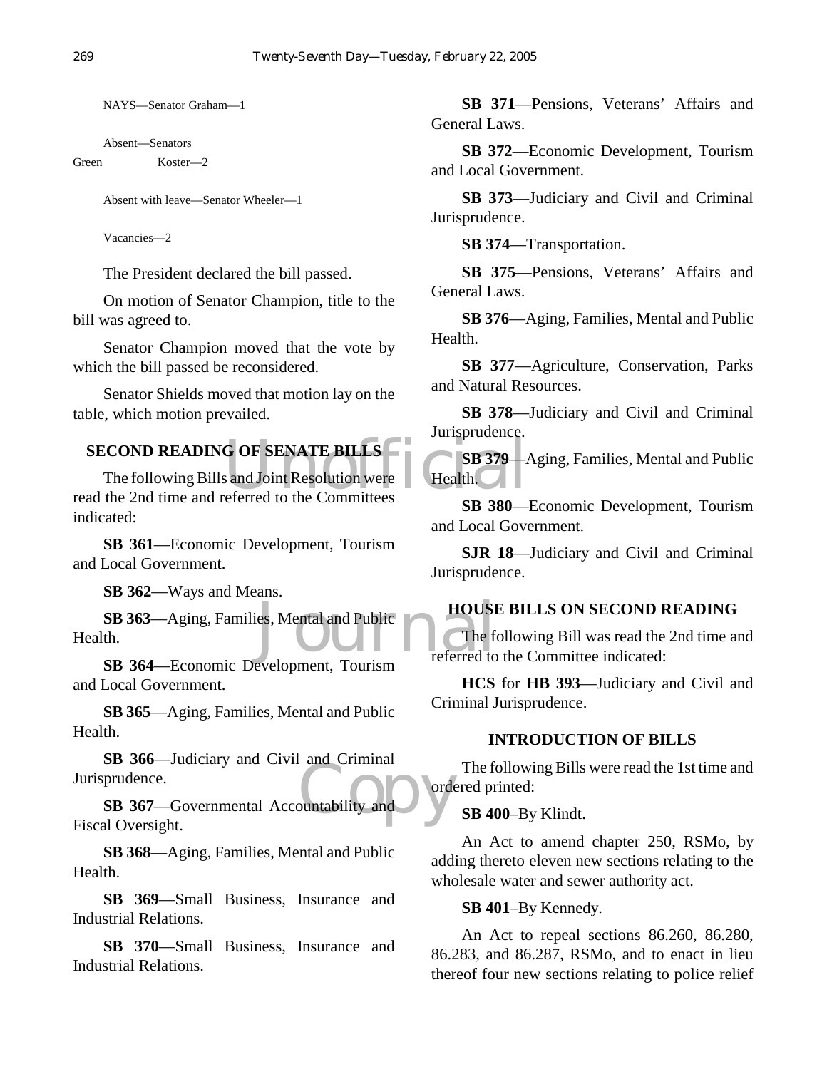NAYS—Senator Graham—1

Absent—Senators

Green Koster—2

Absent with leave—Senator Wheeler—1

Vacancies—2

The President declared the bill passed.

On motion of Senator Champion, title to the bill was agreed to.

Senator Champion moved that the vote by which the bill passed be reconsidered.

Senator Shields moved that motion lay on the table, which motion prevailed.

## SECOND READING OF SENATE BILLS

The following Bills and Joint Resolution were read the 2nd time and referred to the Committees indicated:

**SB 361**—Economic Development, Tourism and Local Government.

**SB 362**—Ways and Means.

**SB 363**—Aging, Families, Mental and Public Health.

**SB 364**—Economic Development, Tourism and Local Government.

**SB 365**—Aging, Families, Mental and Public Health.

**SB 366**—Judiciary and Civil and Criminal Jurisprudence.

**SB 367**—Governmental Accountability and Fiscal Oversight.

**SB 368**—Aging, Families, Mental and Public Health.

**SB 369**—Small Business, Insurance and Industrial Relations.

**SB 370**—Small Business, Insurance and Industrial Relations.

**SB 371**—Pensions, Veterans' Affairs and General Laws.

**SB 372**—Economic Development, Tourism and Local Government.

**SB 373**—Judiciary and Civil and Criminal Jurisprudence.

**SB 374**—Transportation.

**SB 375**—Pensions, Veterans' Affairs and General Laws.

**SB 376**—Aging, Families, Mental and Public Health.

**SB 377**—Agriculture, Conservation, Parks and Natural Resources.

**SB 378**—Judiciary and Civil and Criminal Jurisprudence.

**SB 379**—Aging, Families, Mental and Public Health.

**SB 380**—Economic Development, Tourism and Local Government.

**SJR 18**—Judiciary and Civil and Criminal Jurisprudence.

## HOUSE BILLS ON SECOND READING

The following Bill was read the 2nd time and referred to the Committee indicated:

**HCS** for **HB 393**—Judiciary and Civil and Criminal Jurisprudence.

## INTRODUCTION OF BILLS

The following Bills were read the 1st time and ordered printed:

**SB 400**–By Klindt.

An Act to amend chapter 250, RSMo, by adding thereto eleven new sections relating to the wholesale water and sewer authority act.

**SB 401**–By Kennedy.

An Act to repeal sections 86.260, 86.280, 86.283, and 86.287, RSMo, and to enact in lieu thereof four new sections relating to police relief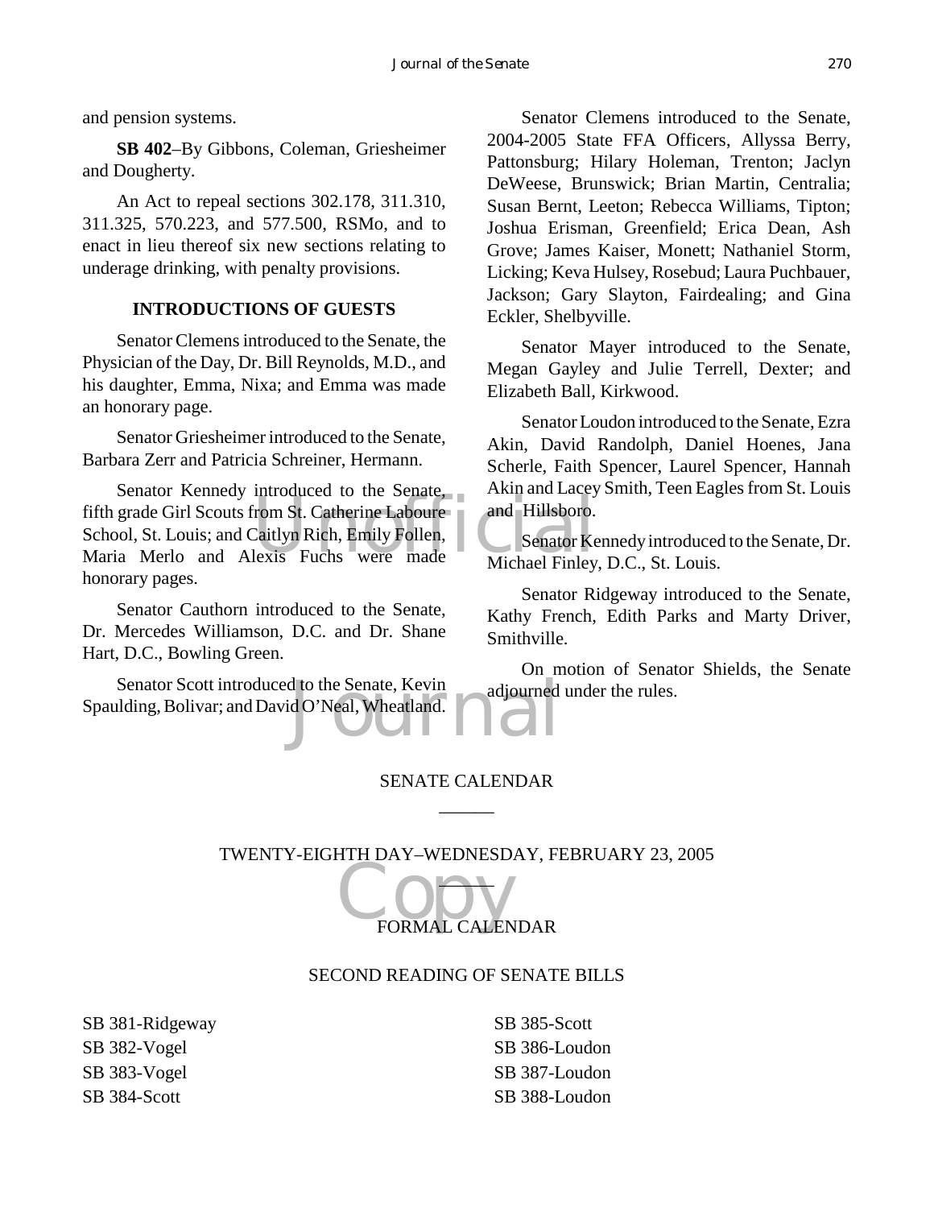and pension systems.

**SB 402**–By Gibbons, Coleman, Griesheimer and Dougherty.

An Act to repeal sections 302.178, 311.310, 311.325, 570.223, and 577.500, RSMo, and to enact in lieu thereof six new sections relating to underage drinking, with penalty provisions.

## INTRODUCTIONS OF GUESTS

Senator Clemens introduced to the Senate, the Physician of the Day, Dr. Bill Reynolds, M.D., and his daughter, Emma, Nixa; and Emma was made an honorary page.

Senator Griesheimer introduced to the Senate, Barbara Zerr and Patricia Schreiner, Hermann.

Senator Kennedy introduced to the Senate, fifth grade Girl Scouts from St. Catherine Laboure School, St. Louis; and Caitlyn Rich, Emily Follen, Maria Merlo and Alexis Fuchs were made honorary pages.

Senator Cauthorn introduced to the Senate, Dr. Mercedes Williamson, D.C. and Dr. Shane Hart, D.C., Bowling Green.

Senator Scott introduced to the Senate, Kevin Spaulding, Bolivar; and David O'Neal, Wheatland.

Senator Clemens introduced to the Senate, 2004-2005 State FFA Officers, Allyssa Berry, Pattonsburg; Hilary Holeman, Trenton; Jaclyn DeWeese, Brunswick; Brian Martin, Centralia; Susan Bernt, Leeton; Rebecca Williams, Tipton; Joshua Erisman, Greenfield; Erica Dean, Ash Grove; James Kaiser, Monett; Nathaniel Storm, Licking; Keva Hulsey, Rosebud; Laura Puchbauer, Jackson; Gary Slayton, Fairdealing; and Gina Eckler, Shelbyville.

Senator Mayer introduced to the Senate, Megan Gayley and Julie Terrell, Dexter; and Elizabeth Ball, Kirkwood.

Senator Loudon introduced to the Senate, Ezra Akin, David Randolph, Daniel Hoenes, Jana Scherle, Faith Spencer, Laurel Spencer, Hannah Akin and Lacey Smith, Teen Eagles from St. Louis and Hillsboro.

Senator Kennedy introduced to the Senate, Dr. Michael Finley, D.C., St. Louis.

Senator Ridgeway introduced to the Senate, Kathy French, Edith Parks and Marty Driver, Smithville.

On motion of Senator Shields, the Senate adjourned under the rules.

## SENATE CALENDAR

______

### TWENTY-EIGHTH DAY–WEDNESDAY, FEBRUARY 23, 2005

______

### FORMAL CALENDAR

### SECOND READING OF SENATE BILLS

SB 381-Ridgeway
SB 382-Vogel
SB 383-Vogel
SB 384-Scott
SB 385-Scott
SB 386-Loudon
SB 387-Loudon
SB 388-Loudon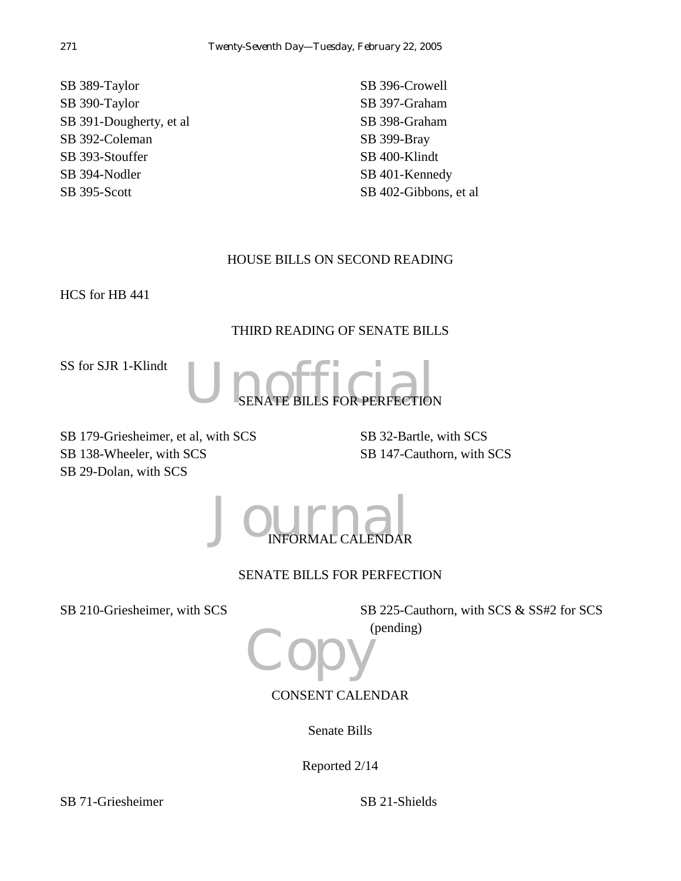SB 389-Taylor
SB 390-Taylor
SB 391-Dougherty, et al
SB 392-Coleman
SB 393-Stouffer
SB 394-Nodler
SB 395-Scott
SB 396-Crowell
SB 397-Graham
SB 398-Graham
SB 399-Bray
SB 400-Klindt
SB 401-Kennedy
SB 402-Gibbons, et al

## HOUSE BILLS ON SECOND READING

HCS for HB 441

## THIRD READING OF SENATE BILLS

SS for SJR 1-Klindt

## SENATE BILLS FOR PERFECTION

SB 179-Griesheimer, et al, with SCS
SB 138-Wheeler, with SCS
SB 29-Dolan, with SCS
SB 32-Bartle, with SCS
SB 147-Cauthorn, with SCS

## INFORMAL CALENDAR

## SENATE BILLS FOR PERFECTION

SB 210-Griesheimer, with SCS
SB 225-Cauthorn, with SCS & SS#2 for SCS (pending)

## CONSENT CALENDAR

### Senate Bills

Reported 2/14

SB 71-Griesheimer
SB 21-Shields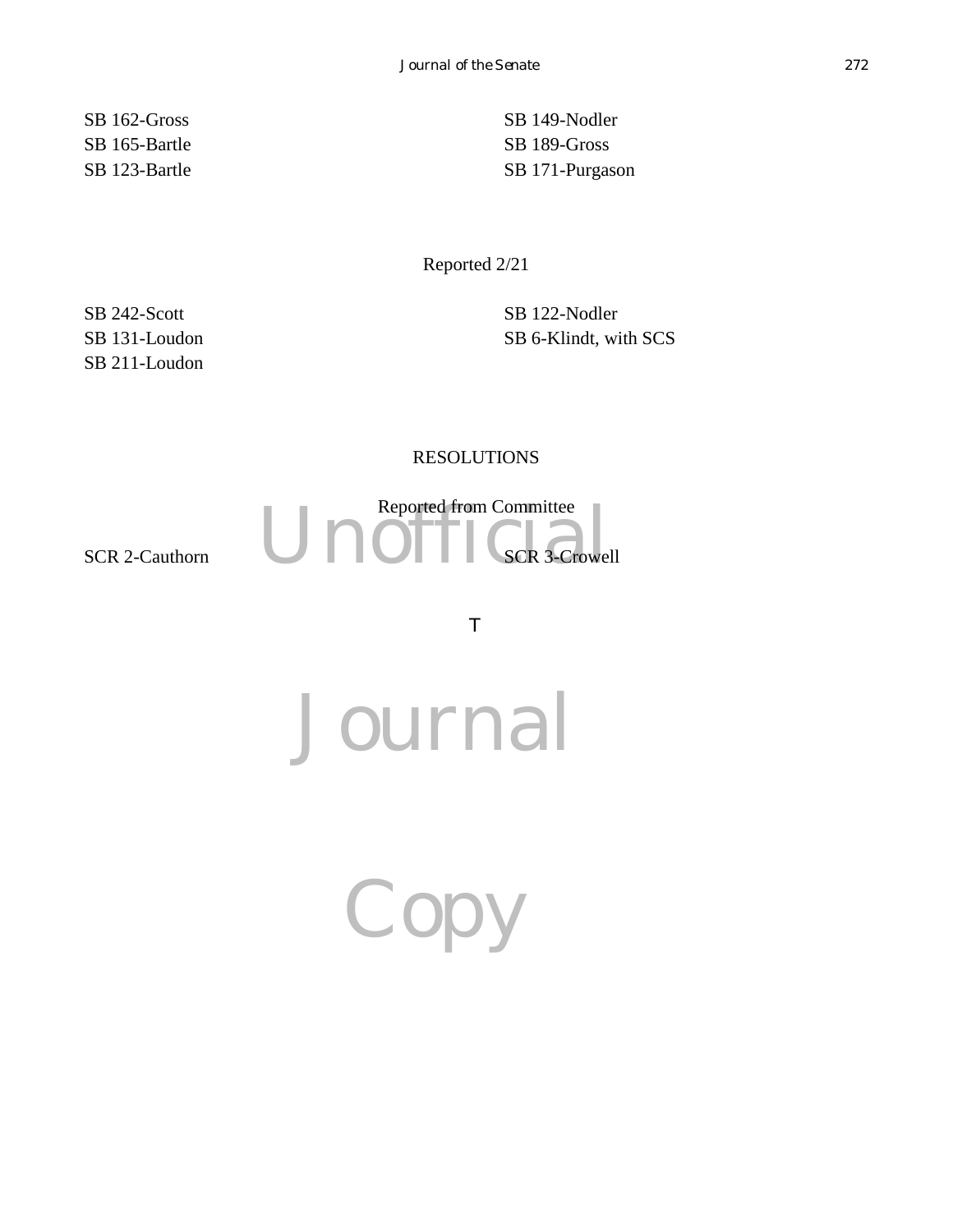SB 162-Gross
SB 165-Bartle
SB 123-Bartle
SB 149-Nodler
SB 189-Gross
SB 171-Purgason

Reported 2/21

SB 242-Scott
SB 131-Loudon
SB 211-Loudon
SB 122-Nodler
SB 6-Klindt, with SCS

RESOLUTIONS

Reported from Committee

SCR 2-Cauthorn
SCR 3-Crowell

T